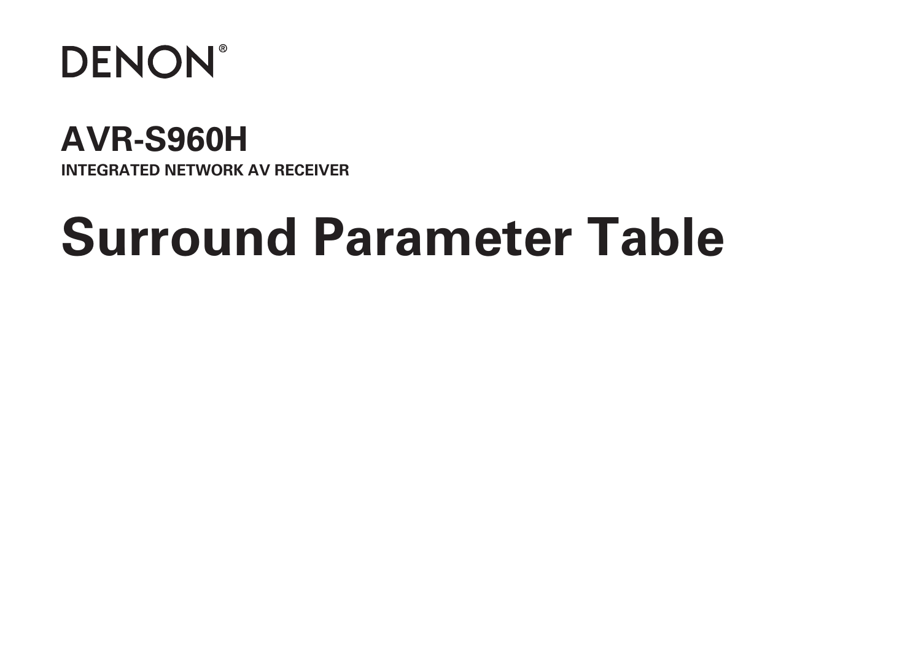DENON®

# AVR-S960H

**INTEGRATED NETWORK AV RECEIVER**

# Surround Parameter Table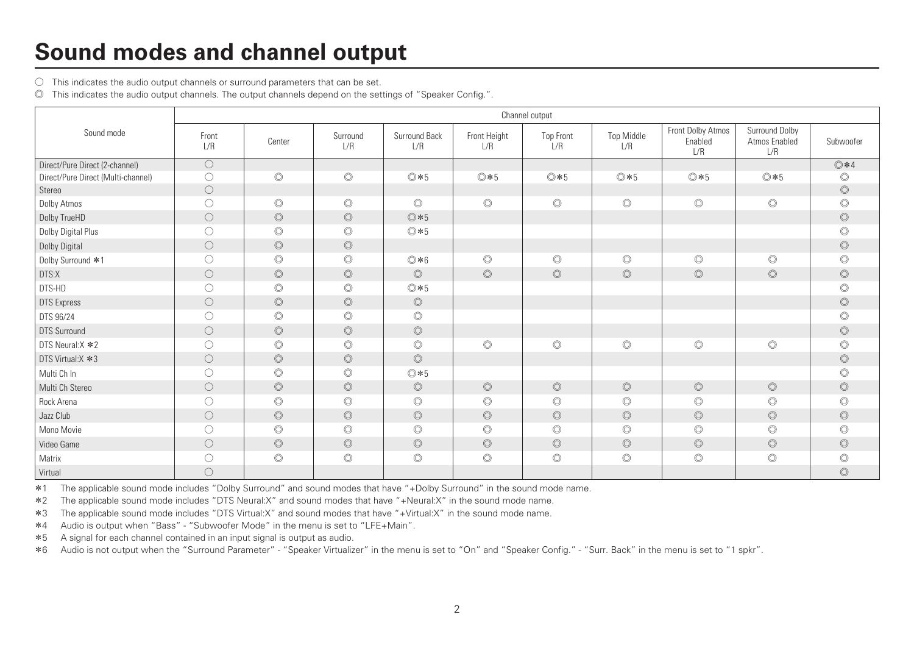# Sound modes and channel output

○ This indicates the audio output channels or surround parameters that can be set.

◎ This indicates the audio output channels. The output channels depend on the settings of "Speaker Config.".

| Sound mode | Channel output | | | | | | | | | |
|---|---|---|---|---|---|---|---|---|---|---|
| | Front L/R | Center | Surround L/R | Surround Back L/R | Front Height L/R | Top Front L/R | Top Middle L/R | Front Dolby Atmos Enabled L/R | Surround Dolby Atmos Enabled L/R | Subwoofer |
| Direct/Pure Direct (2-channel) | ○ | | | | | | | | | ◎*4 |
| Direct/Pure Direct (Multi-channel) | ○ | ◎ | ◎ | ◎*5 | ◎*5 | ◎*5 | ◎*5 | ◎*5 | ◎*5 | ◎ |
| Stereo | ○ | | | | | | | | | ◎ |
| Dolby Atmos | ○ | ◎ | ◎ | ◎ | ◎ | ◎ | ◎ | ◎ | ◎ | ◎ |
| Dolby TrueHD | ○ | ◎ | ◎ | ◎*5 | | | | | | ◎ |
| Dolby Digital Plus | ○ | ◎ | ◎ | ◎*5 | | | | | | ◎ |
| Dolby Digital | ○ | ◎ | ◎ | | | | | | | ◎ |
| Dolby Surround *1 | ○ | ◎ | ◎ | ◎*6 | ◎ | ◎ | ◎ | ◎ | ◎ | ◎ |
| DTS:X | ○ | ◎ | ◎ | ◎ | ◎ | ◎ | ◎ | ◎ | ◎ | ◎ |
| DTS-HD | ○ | ◎ | ◎ | ◎*5 | | | | | | ◎ |
| DTS Express | ○ | ◎ | ◎ | ◎ | | | | | | ◎ |
| DTS 96/24 | ○ | ◎ | ◎ | ◎ | | | | | | ◎ |
| DTS Surround | ○ | ◎ | ◎ | ◎ | | | | | | ◎ |
| DTS Neural:X *2 | ○ | ◎ | ◎ | ◎ | ◎ | ◎ | ◎ | ◎ | ◎ | ◎ |
| DTS Virtual:X *3 | ○ | ◎ | ◎ | ◎ | | | | | | ◎ |
| Multi Ch In | ○ | ◎ | ◎ | ◎*5 | | | | | | ◎ |
| Multi Ch Stereo | ○ | ◎ | ◎ | ◎ | ◎ | ◎ | ◎ | ◎ | ◎ | ◎ |
| Rock Arena | ○ | ◎ | ◎ | ◎ | ◎ | ◎ | ◎ | ◎ | ◎ | ◎ |
| Jazz Club | ○ | ◎ | ◎ | ◎ | ◎ | ◎ | ◎ | ◎ | ◎ | ◎ |
| Mono Movie | ○ | ◎ | ◎ | ◎ | ◎ | ◎ | ◎ | ◎ | ◎ | ◎ |
| Video Game | ○ | ◎ | ◎ | ◎ | ◎ | ◎ | ◎ | ◎ | ◎ | ◎ |
| Matrix | ○ | ◎ | ◎ | ◎ | ◎ | ◎ | ◎ | ◎ | ◎ | ◎ |
| Virtual | ○ | | | | | | | | | ◎ |

*1 The applicable sound mode includes "Dolby Surround" and sound modes that have "+Dolby Surround" in the sound mode name.

*2 The applicable sound mode includes "DTS Neural:X" and sound modes that have "+Neural:X" in the sound mode name.

*3 The applicable sound mode includes "DTS Virtual:X" and sound modes that have "+Virtual:X" in the sound mode name.

*4 Audio is output when "Bass" - "Subwoofer Mode" in the menu is set to "LFE+Main".

*5 A signal for each channel contained in an input signal is output as audio.

*6 Audio is not output when the "Surround Parameter" - "Speaker Virtualizer" in the menu is set to "On" and "Speaker Config." - "Surr. Back" in the menu is set to "1 spkr".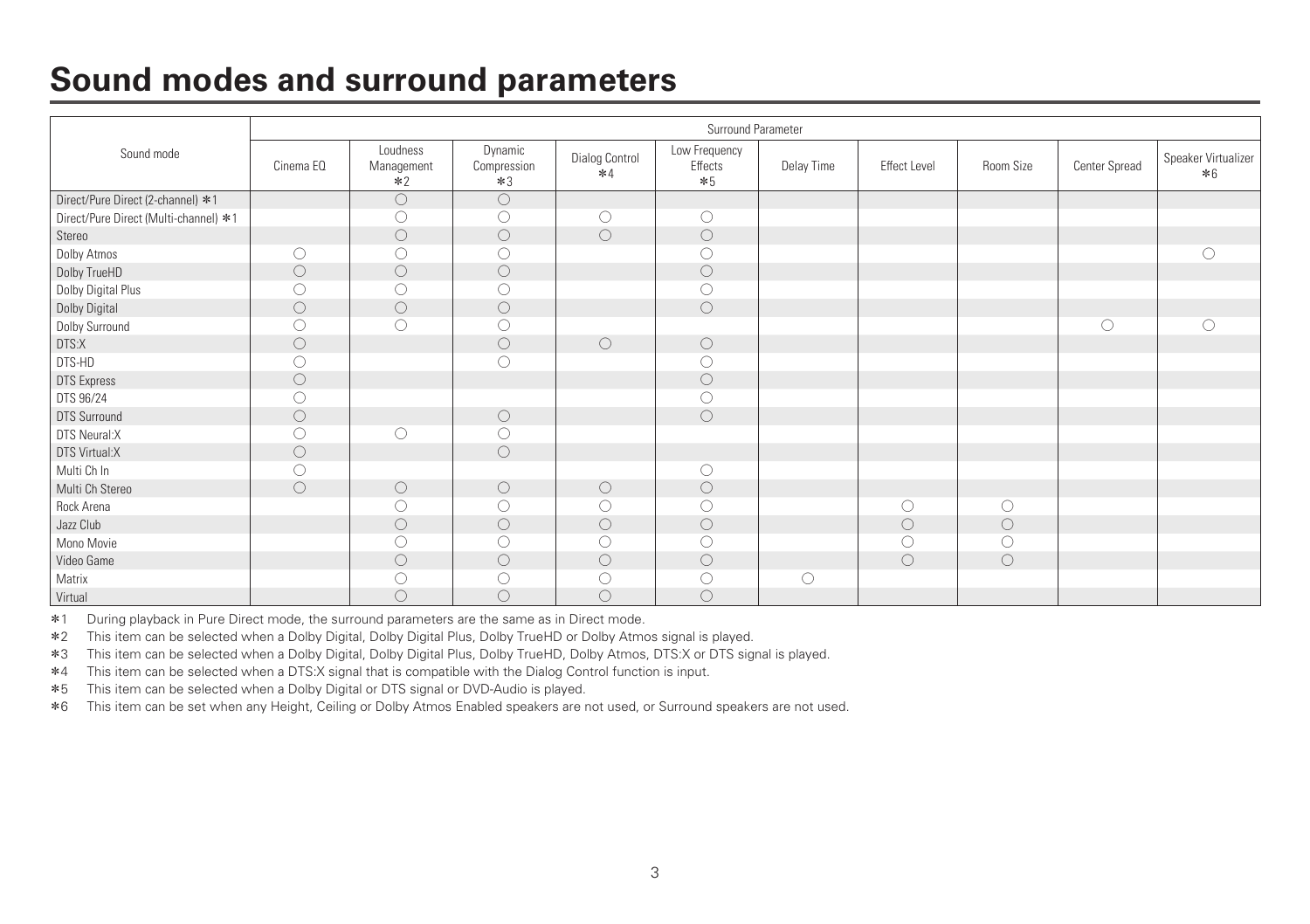# Sound modes and surround parameters

| Sound mode | Surround Parameter | | | | | | | | | |
|---|---|---|---|---|---|---|---|---|---|---|
| | Cinema EQ | Loudness Management *2 | Dynamic Compression *3 | Dialog Control *4 | Low Frequency Effects *5 | Delay Time | Effect Level | Room Size | Center Spread | Speaker Virtualizer *6 |
| Direct/Pure Direct (2-channel) *1 | | ○ | ○ | | | | | | | |
| Direct/Pure Direct (Multi-channel) *1 | | ○ | ○ | ○ | ○ | | | | | |
| Stereo | | ○ | ○ | ○ | ○ | | | | | |
| Dolby Atmos | ○ | ○ | ○ | | ○ | | | | | ○ |
| Dolby TrueHD | ○ | ○ | ○ | | ○ | | | | | |
| Dolby Digital Plus | ○ | ○ | ○ | | ○ | | | | | |
| Dolby Digital | ○ | ○ | ○ | | ○ | | | | | |
| Dolby Surround | ○ | ○ | ○ | | | | | | ○ | ○ |
| DTS:X | ○ | | ○ | ○ | ○ | | | | | |
| DTS-HD | ○ | | ○ | | ○ | | | | | |
| DTS Express | ○ | | | | ○ | | | | | |
| DTS 96/24 | ○ | | | | ○ | | | | | |
| DTS Surround | ○ | | ○ | | ○ | | | | | |
| DTS Neural:X | ○ | ○ | ○ | | | | | | | |
| DTS Virtual:X | ○ | | ○ | | | | | | | |
| Multi Ch In | ○ | | | | ○ | | | | | |
| Multi Ch Stereo | ○ | ○ | ○ | ○ | ○ | | | | | |
| Rock Arena | | ○ | ○ | ○ | ○ | | ○ | ○ | | |
| Jazz Club | | ○ | ○ | ○ | ○ | | ○ | ○ | | |
| Mono Movie | | ○ | ○ | ○ | ○ | | ○ | ○ | | |
| Video Game | | ○ | ○ | ○ | ○ | | ○ | ○ | | |
| Matrix | | ○ | ○ | ○ | ○ | ○ | | | | |
| Virtual | | ○ | ○ | ○ | ○ | | | | | |

*1 During playback in Pure Direct mode, the surround parameters are the same as in Direct mode.

*2 This item can be selected when a Dolby Digital, Dolby Digital Plus, Dolby TrueHD or Dolby Atmos signal is played.

*3 This item can be selected when a Dolby Digital, Dolby Digital Plus, Dolby TrueHD, Dolby Atmos, DTS:X or DTS signal is played.

*4 This item can be selected when a DTS:X signal that is compatible with the Dialog Control function is input.

*5 This item can be selected when a Dolby Digital or DTS signal or DVD-Audio is played.

*6 This item can be set when any Height, Ceiling or Dolby Atmos Enabled speakers are not used, or Surround speakers are not used.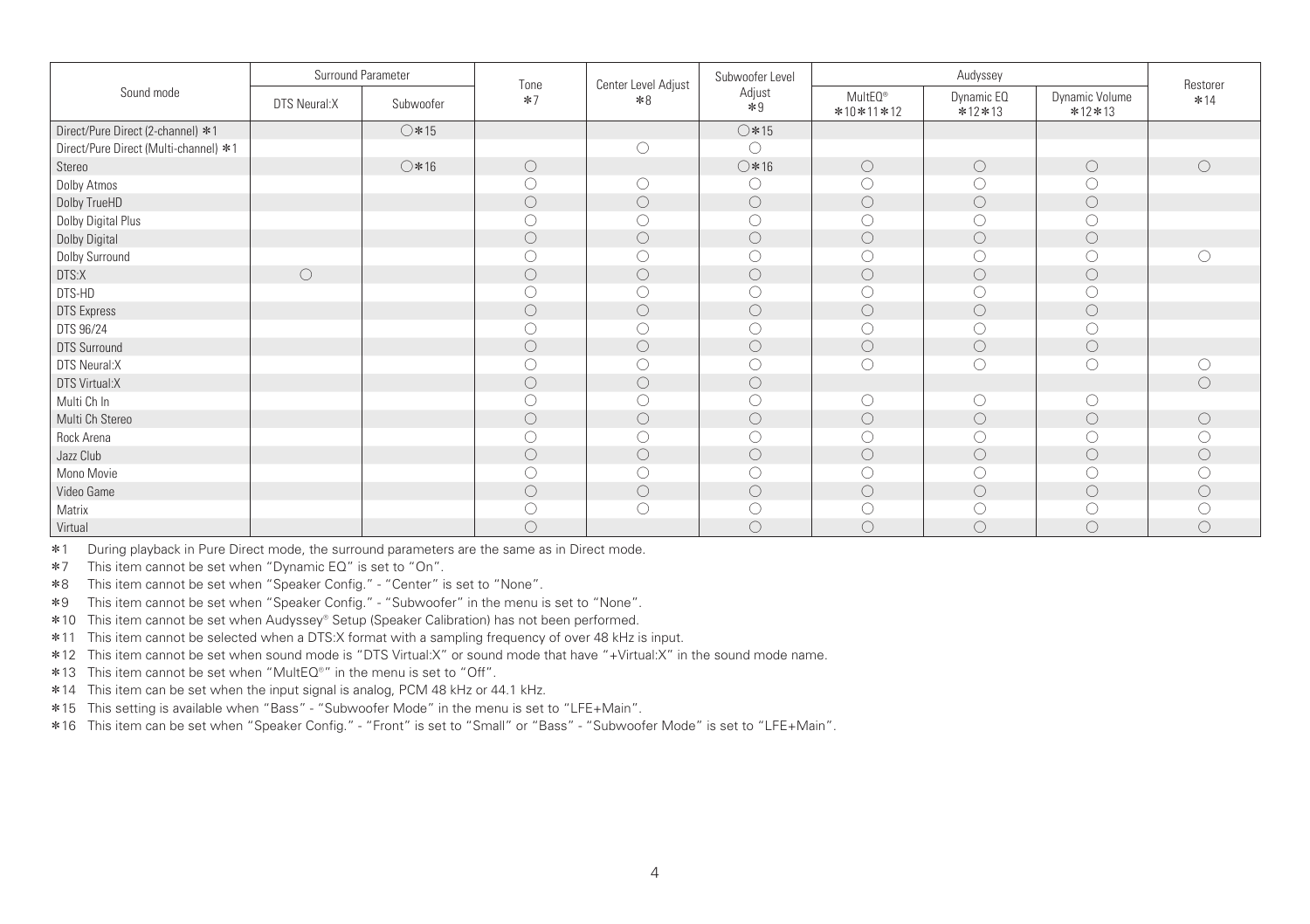| Sound mode | Surround Parameter | | Tone *7 | Center Level Adjust *8 | Subwoofer Level Adjust *9 | Audyssey | | | Restorer *14 |
|---|---|---|---|---|---|---|---|---|---|
| | DTS Neural:X | Subwoofer | | | | MultEQ® *10*11*12 | Dynamic EQ *12*13 | Dynamic Volume *12*13 | |
| Direct/Pure Direct (2-channel) *1 | | ○*15 | | | ○*15 | | | | |
| Direct/Pure Direct (Multi-channel) *1 | | | | ○ | ○ | | | | |
| Stereo | | ○*16 | ○ | | ○*16 | ○ | ○ | ○ | ○ |
| Dolby Atmos | | | ○ | ○ | ○ | ○ | ○ | ○ | |
| Dolby TrueHD | | | ○ | ○ | ○ | ○ | ○ | ○ | |
| Dolby Digital Plus | | | ○ | ○ | ○ | ○ | ○ | ○ | |
| Dolby Digital | | | ○ | ○ | ○ | ○ | ○ | ○ | |
| Dolby Surround | | | ○ | ○ | ○ | ○ | ○ | ○ | ○ |
| DTS:X | ○ | | ○ | ○ | ○ | ○ | ○ | ○ | |
| DTS-HD | | | ○ | ○ | ○ | ○ | ○ | ○ | |
| DTS Express | | | ○ | ○ | ○ | ○ | ○ | ○ | |
| DTS 96/24 | | | ○ | ○ | ○ | ○ | ○ | ○ | |
| DTS Surround | | | ○ | ○ | ○ | ○ | ○ | ○ | |
| DTS Neural:X | | | ○ | ○ | ○ | ○ | ○ | ○ | ○ |
| DTS Virtual:X | | | ○ | ○ | ○ | | | | ○ |
| Multi Ch In | | | ○ | ○ | ○ | ○ | ○ | ○ | |
| Multi Ch Stereo | | | ○ | ○ | ○ | ○ | ○ | ○ | ○ |
| Rock Arena | | | ○ | ○ | ○ | ○ | ○ | ○ | ○ |
| Jazz Club | | | ○ | ○ | ○ | ○ | ○ | ○ | ○ |
| Mono Movie | | | ○ | ○ | ○ | ○ | ○ | ○ | ○ |
| Video Game | | | ○ | ○ | ○ | ○ | ○ | ○ | ○ |
| Matrix | | | ○ | ○ | ○ | ○ | ○ | ○ | ○ |
| Virtual | | | ○ | | ○ | ○ | ○ | ○ | ○ |

*1 During playback in Pure Direct mode, the surround parameters are the same as in Direct mode.
*7 This item cannot be set when "Dynamic EQ" is set to "On".
*8 This item cannot be set when "Speaker Config." - "Center" is set to "None".
*9 This item cannot be set when "Speaker Config." - "Subwoofer" in the menu is set to "None".
*10 This item cannot be set when Audyssey® Setup (Speaker Calibration) has not been performed.
*11 This item cannot be selected when a DTS:X format with a sampling frequency of over 48 kHz is input.
*12 This item cannot be set when sound mode is "DTS Virtual:X" or sound mode that have "+Virtual:X" in the sound mode name.
*13 This item cannot be set when "MultEQ®" in the menu is set to "Off".
*14 This item can be set when the input signal is analog, PCM 48 kHz or 44.1 kHz.
*15 This setting is available when "Bass" - "Subwoofer Mode" in the menu is set to "LFE+Main".
*16 This item can be set when "Speaker Config." - "Front" is set to "Small" or "Bass" - "Subwoofer Mode" is set to "LFE+Main".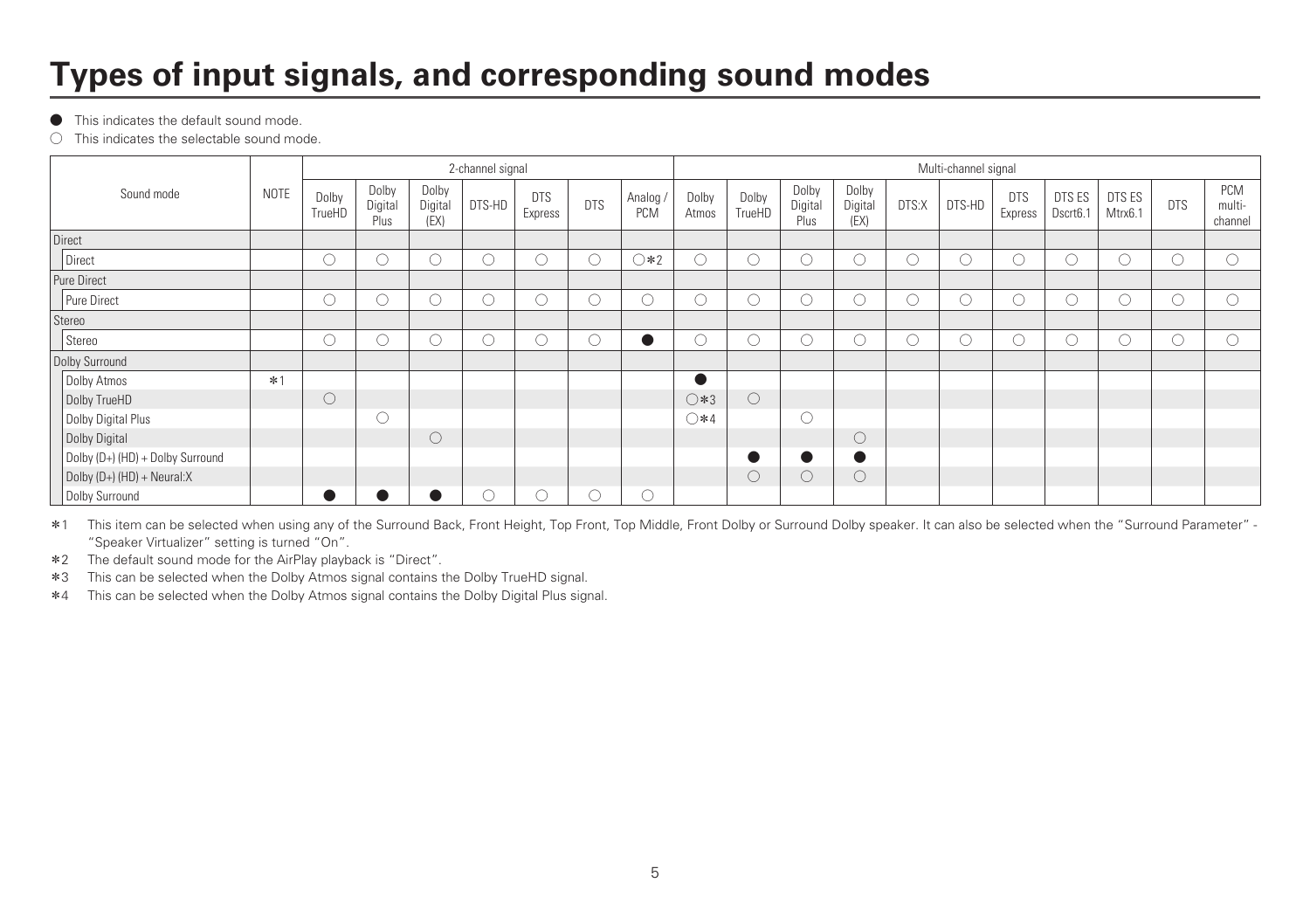# Types of input signals, and corresponding sound modes

● This indicates the default sound mode.

○ This indicates the selectable sound mode.

| Sound mode | NOTE | 2-channel signal | | | | | | | Multi-channel signal | | | | | | | | | | |
|---|---|---|---|---|---|---|---|---|---|---|---|---|---|---|---|---|---|---|---|
| | | Dolby TrueHD | Dolby Digital Plus | Dolby Digital (EX) | DTS-HD | DTS Express | DTS | Analog / PCM | Dolby Atmos | Dolby TrueHD | Dolby Digital Plus | Dolby Digital (EX) | DTS:X | DTS-HD | DTS Express | DTS ES Dscrt6.1 | DTS ES Mtrx6.1 | DTS | PCM multi-channel |
| **Direct** | | | | | | | | | | | | | | | | | | | |
| Direct | | ○ | ○ | ○ | ○ | ○ | ○ | ○*2 | ○ | ○ | ○ | ○ | ○ | ○ | ○ | ○ | ○ | ○ | ○ |
| **Pure Direct** | | | | | | | | | | | | | | | | | | | |
| Pure Direct | | ○ | ○ | ○ | ○ | ○ | ○ | ○ | ○ | ○ | ○ | ○ | ○ | ○ | ○ | ○ | ○ | ○ | ○ |
| **Stereo** | | | | | | | | | | | | | | | | | | | |
| Stereo | | ○ | ○ | ○ | ○ | ○ | ○ | ● | ○ | ○ | ○ | ○ | ○ | ○ | ○ | ○ | ○ | ○ | ○ |
| **Dolby Surround** | | | | | | | | | | | | | | | | | | | |
| Dolby Atmos | *1 | | | | | | | | ● | | | | | | | | | | |
| Dolby TrueHD | | ○ | | | | | | | ○*3 | ○ | | | | | | | | | |
| Dolby Digital Plus | | | ○ | | | | | | ○*4 | | ○ | | | | | | | | |
| Dolby Digital | | | | ○ | | | | | | | | ○ | | | | | | | |
| Dolby (D+) (HD) + Dolby Surround | | | | | | | | | | ● | ● | ● | | | | | | | |
| Dolby (D+) (HD) + Neural:X | | | | | | | | | | ○ | ○ | ○ | | | | | | | |
| Dolby Surround | | ● | ● | ● | ○ | ○ | ○ | ○ | | | | | | | | | | | |

*1 This item can be selected when using any of the Surround Back, Front Height, Top Front, Top Middle, Front Dolby or Surround Dolby speaker. It can also be selected when the "Surround Parameter" - "Speaker Virtualizer" setting is turned "On".

*2 The default sound mode for the AirPlay playback is "Direct".

*3 This can be selected when the Dolby Atmos signal contains the Dolby TrueHD signal.

*4 This can be selected when the Dolby Atmos signal contains the Dolby Digital Plus signal.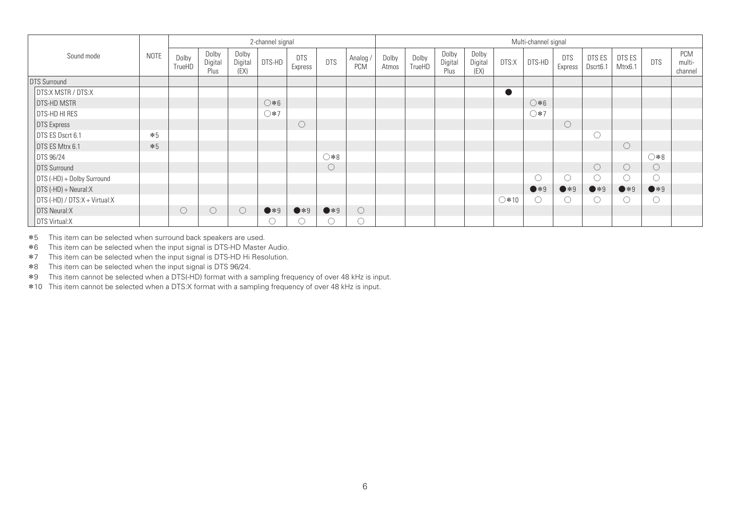| Sound mode | NOTE | 2-channel signal | | | | | | | Multi-channel signal | | | | | | | | | | |
|---|---|---|---|---|---|---|---|---|---|---|---|---|---|---|---|---|---|---|---|
| | | Dolby TrueHD | Dolby Digital Plus | Dolby Digital (EX) | DTS-HD | DTS Express | DTS | Analog / PCM | Dolby Atmos | Dolby TrueHD | Dolby Digital Plus | Dolby Digital (EX) | DTS:X | DTS-HD | DTS Express | DTS ES Dscrt6.1 | DTS ES Mtrx6.1 | DTS | PCM multi-channel |
| DTS Surround | | | | | | | | | | | | | | | | | | | |
| DTS:X MSTR / DTS:X | | | | | | | | | | | | | ● | | | | | | |
| DTS-HD MSTR | | | | | ○*6 | | | | | | | | | ○*6 | | | | | |
| DTS-HD HI RES | | | | | ○*7 | | | | | | | | | ○*7 | | | | | |
| DTS Express | | | | | | ○ | | | | | | | | | ○ | | | | |
| DTS ES Dscrt 6.1 | *5 | | | | | | | | | | | | | | | ○ | | | |
| DTS ES Mtrx 6.1 | *5 | | | | | | | | | | | | | | | | ○ | | |
| DTS 96/24 | | | | | | | ○*8 | | | | | | | | | | | ○*8 | |
| DTS Surround | | | | | | | ○ | | | | | | | | | ○ | ○ | ○ | |
| DTS (-HD) + Dolby Surround | | | | | | | | | | | | | | ○ | ○ | ○ | ○ | ○ | |
| DTS (-HD) + Neural:X | | | | | | | | | | | | | | ●*9 | ●*9 | ●*9 | ●*9 | ●*9 | |
| DTS (-HD) / DTS:X + Virtual:X | | | | | | | | | | | | | ○*10 | ○ | ○ | ○ | ○ | ○ | |
| DTS Neural:X | | ○ | ○ | ○ | ●*9 | ●*9 | ●*9 | ○ | | | | | | | | | | | |
| DTS Virtual:X | | | | | ○ | ○ | ○ | ○ | | | | | | | | | | | |

*5 This item can be selected when surround back speakers are used.
*6 This item can be selected when the input signal is DTS-HD Master Audio.
*7 This item can be selected when the input signal is DTS-HD Hi Resolution.
*8 This item can be selected when the input signal is DTS 96/24.
*9 This item cannot be selected when a DTS(-HD) format with a sampling frequency of over 48 kHz is input.
*10 This item cannot be selected when a DTS:X format with a sampling frequency of over 48 kHz is input.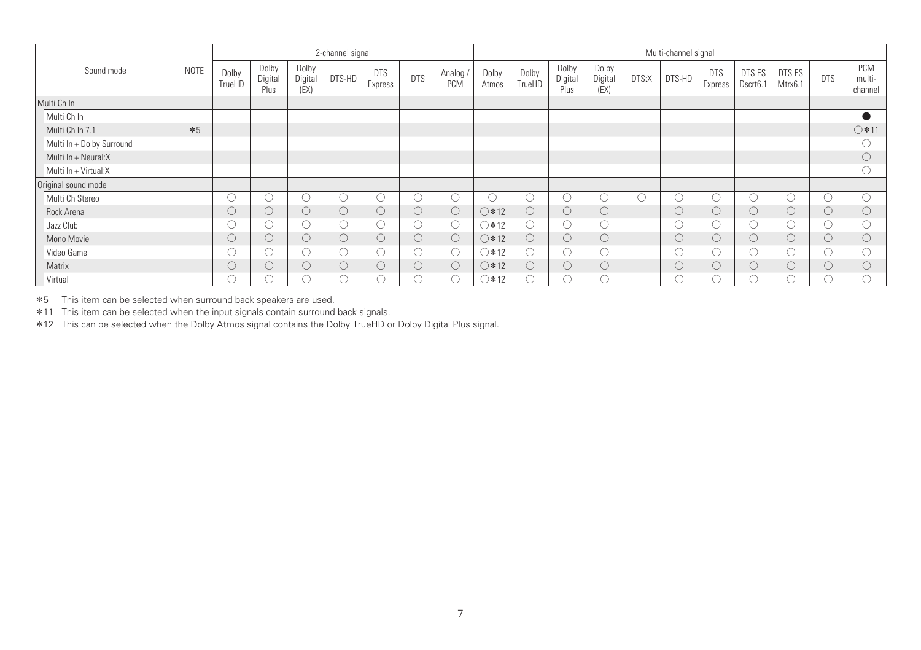| Sound mode | NOTE | 2-channel signal | | | | | | | Multi-channel signal | | | | | | | | | | | |
|---|---|---|---|---|---|---|---|---|---|---|---|---|---|---|---|---|---|---|---|
| | | Dolby TrueHD | Dolby Digital Plus | Dolby Digital (EX) | DTS-HD | DTS Express | DTS | Analog / PCM | Dolby Atmos | Dolby TrueHD | Dolby Digital Plus | Dolby Digital (EX) | DTS:X | DTS-HD | DTS Express | DTS ES Dscrt6.1 | DTS ES Mtrx6.1 | DTS | PCM multi-channel |
| Multi Ch In | | | | | | | | | | | | | | | | | | | |
| Multi Ch In | | | | | | | | | | | | | | | | | | | ● |
| Multi Ch In 7.1 | *5 | | | | | | | | | | | | | | | | | | ○*11 |
| Multi In + Dolby Surround | | | | | | | | | | | | | | | | | | | ○ |
| Multi In + Neural:X | | | | | | | | | | | | | | | | | | | ○ |
| Multi In + Virtual:X | | | | | | | | | | | | | | | | | | | ○ |
| Original sound mode | | | | | | | | | | | | | | | | | | | |
| Multi Ch Stereo | | ○ | ○ | ○ | ○ | ○ | ○ | ○ | ○ | ○ | ○ | ○ | ○ | ○ | ○ | ○ | ○ | ○ | ○ |
| Rock Arena | | ○ | ○ | ○ | ○ | ○ | ○ | ○ | ○*12 | ○ | ○ | ○ | | ○ | ○ | ○ | ○ | ○ | ○ |
| Jazz Club | | ○ | ○ | ○ | ○ | ○ | ○ | ○ | ○*12 | ○ | ○ | ○ | | ○ | ○ | ○ | ○ | ○ | ○ |
| Mono Movie | | ○ | ○ | ○ | ○ | ○ | ○ | ○ | ○*12 | ○ | ○ | ○ | | ○ | ○ | ○ | ○ | ○ | ○ |
| Video Game | | ○ | ○ | ○ | ○ | ○ | ○ | ○ | ○*12 | ○ | ○ | ○ | | ○ | ○ | ○ | ○ | ○ | ○ |
| Matrix | | ○ | ○ | ○ | ○ | ○ | ○ | ○ | ○*12 | ○ | ○ | ○ | | ○ | ○ | ○ | ○ | ○ | ○ |
| Virtual | | ○ | ○ | ○ | ○ | ○ | ○ | ○ | ○*12 | ○ | ○ | ○ | | ○ | ○ | ○ | ○ | ○ | ○ |

*5 This item can be selected when surround back speakers are used.

*11 This item can be selected when the input signals contain surround back signals.

*12 This can be selected when the Dolby Atmos signal contains the Dolby TrueHD or Dolby Digital Plus signal.